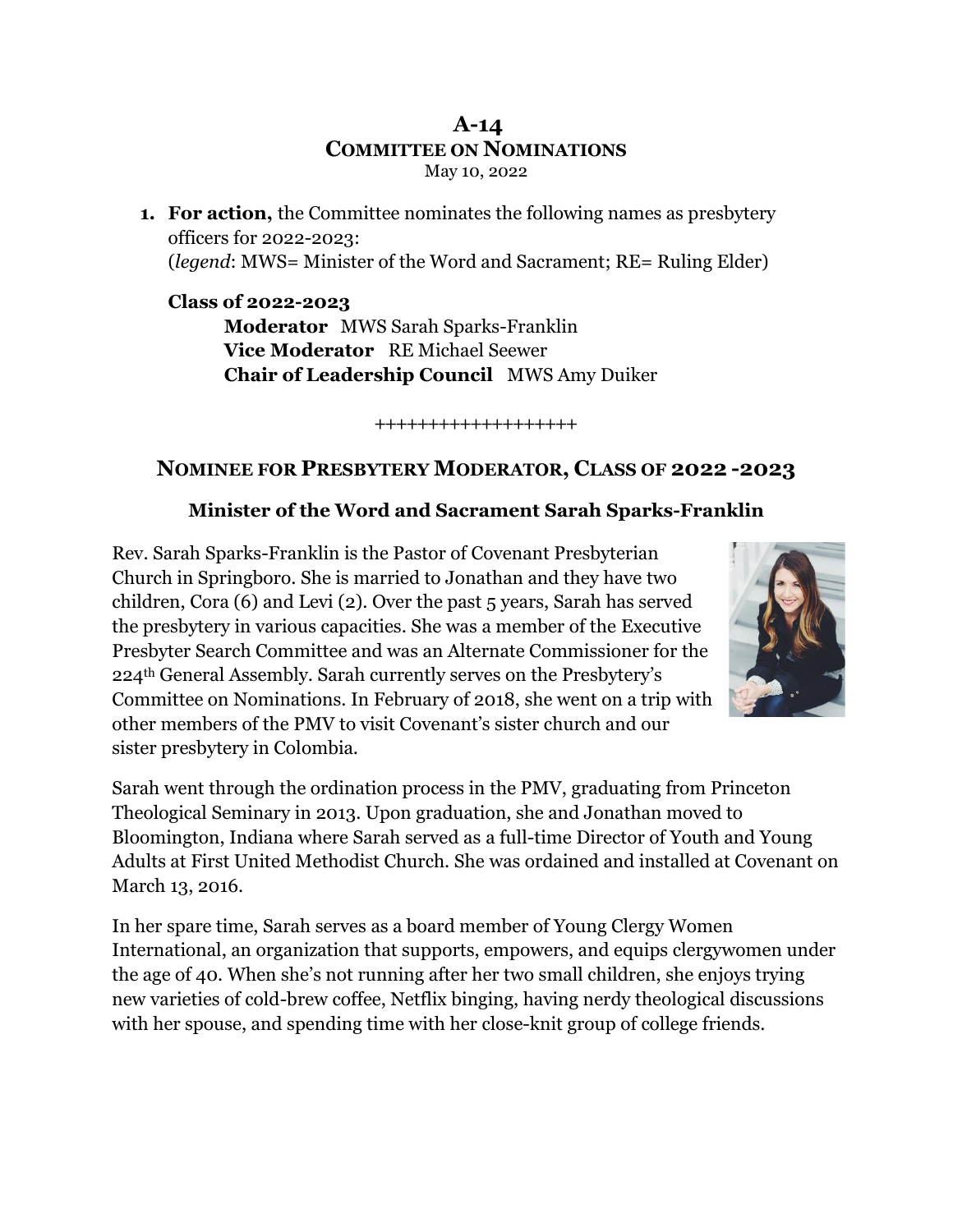# A-14
## Committee on Nominations
May 10, 2022

1. **For action,** the Committee nominates the following names as presbytery officers for 2022-2023:
   (*legend*: MWS= Minister of the Word and Sacrament; RE= Ruling Elder)

   **Class of 2022-2023**
   - **Moderator** MWS Sarah Sparks-Franklin
   - **Vice Moderator** RE Michael Seewer
   - **Chair of Leadership Council** MWS Amy Duiker

+++++++++++++++++++

## Nominee for Presbytery Moderator, Class of 2022 -2023

### Minister of the Word and Sacrament Sarah Sparks-Franklin

Rev. Sarah Sparks-Franklin is the Pastor of Covenant Presbyterian Church in Springboro. She is married to Jonathan and they have two children, Cora (6) and Levi (2). Over the past 5 years, Sarah has served the presbytery in various capacities. She was a member of the Executive Presbyter Search Committee and was an Alternate Commissioner for the 224th General Assembly. Sarah currently serves on the Presbytery's Committee on Nominations. In February of 2018, she went on a trip with other members of the PMV to visit Covenant's sister church and our sister presbytery in Colombia.

Sarah went through the ordination process in the PMV, graduating from Princeton Theological Seminary in 2013. Upon graduation, she and Jonathan moved to Bloomington, Indiana where Sarah served as a full-time Director of Youth and Young Adults at First United Methodist Church. She was ordained and installed at Covenant on March 13, 2016.

In her spare time, Sarah serves as a board member of Young Clergy Women International, an organization that supports, empowers, and equips clergywomen under the age of 40. When she's not running after her two small children, she enjoys trying new varieties of cold-brew coffee, Netflix binging, having nerdy theological discussions with her spouse, and spending time with her close-knit group of college friends.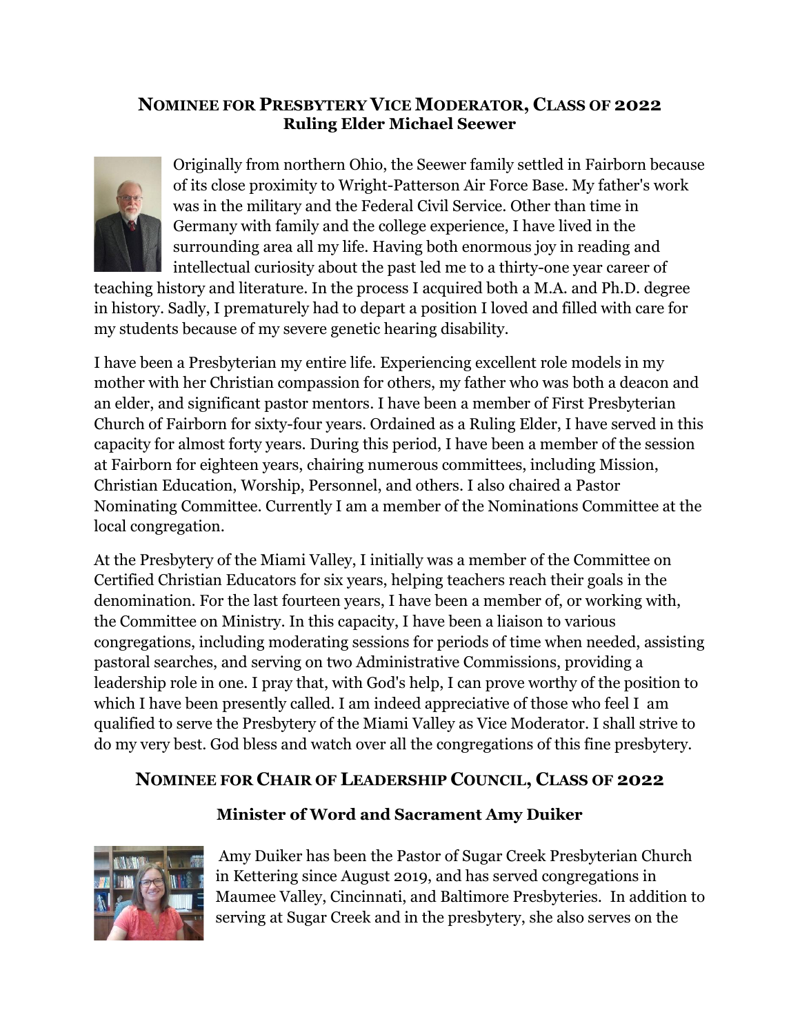## NOMINEE FOR PRESBYTERY VICE MODERATOR, CLASS OF 2022

**Ruling Elder Michael Seewer**

Originally from northern Ohio, the Seewer family settled in Fairborn because of its close proximity to Wright-Patterson Air Force Base. My father's work was in the military and the Federal Civil Service. Other than time in Germany with family and the college experience, I have lived in the surrounding area all my life. Having both enormous joy in reading and intellectual curiosity about the past led me to a thirty-one year career of teaching history and literature. In the process I acquired both a M.A. and Ph.D. degree in history. Sadly, I prematurely had to depart a position I loved and filled with care for my students because of my severe genetic hearing disability.

I have been a Presbyterian my entire life. Experiencing excellent role models in my mother with her Christian compassion for others, my father who was both a deacon and an elder, and significant pastor mentors. I have been a member of First Presbyterian Church of Fairborn for sixty-four years. Ordained as a Ruling Elder, I have served in this capacity for almost forty years. During this period, I have been a member of the session at Fairborn for eighteen years, chairing numerous committees, including Mission, Christian Education, Worship, Personnel, and others. I also chaired a Pastor Nominating Committee. Currently I am a member of the Nominations Committee at the local congregation.

At the Presbytery of the Miami Valley, I initially was a member of the Committee on Certified Christian Educators for six years, helping teachers reach their goals in the denomination. For the last fourteen years, I have been a member of, or working with, the Committee on Ministry. In this capacity, I have been a liaison to various congregations, including moderating sessions for periods of time when needed, assisting pastoral searches, and serving on two Administrative Commissions, providing a leadership role in one. I pray that, with God's help, I can prove worthy of the position to which I have been presently called. I am indeed appreciative of those who feel I am qualified to serve the Presbytery of the Miami Valley as Vice Moderator. I shall strive to do my very best. God bless and watch over all the congregations of this fine presbytery.

## NOMINEE FOR CHAIR OF LEADERSHIP COUNCIL, CLASS OF 2022

**Minister of Word and Sacrament Amy Duiker**

Amy Duiker has been the Pastor of Sugar Creek Presbyterian Church in Kettering since August 2019, and has served congregations in Maumee Valley, Cincinnati, and Baltimore Presbyteries. In addition to serving at Sugar Creek and in the presbytery, she also serves on the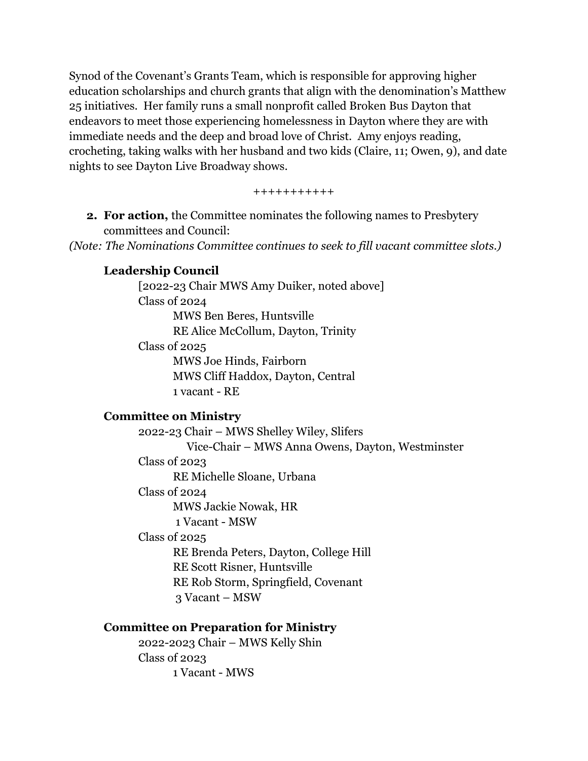Synod of the Covenant's Grants Team, which is responsible for approving higher education scholarships and church grants that align with the denomination's Matthew 25 initiatives.  Her family runs a small nonprofit called Broken Bus Dayton that endeavors to meet those experiencing homelessness in Dayton where they are with immediate needs and the deep and broad love of Christ.  Amy enjoys reading, crocheting, taking walks with her husband and two kids (Claire, 11; Owen, 9), and date nights to see Dayton Live Broadway shows.

+++++++++++

2. **For action,** the Committee nominates the following names to Presbytery committees and Council:

*(Note: The Nominations Committee continues to seek to fill vacant committee slots.)*

**Leadership Council**

[2022-23 Chair MWS Amy Duiker, noted above]
Class of 2024
MWS Ben Beres, Huntsville
RE Alice McCollum, Dayton, Trinity
Class of 2025
MWS Joe Hinds, Fairborn
MWS Cliff Haddox, Dayton, Central
1 vacant - RE

**Committee on Ministry**

2022-23 Chair – MWS Shelley Wiley, Slifers
Vice-Chair – MWS Anna Owens, Dayton, Westminster
Class of 2023
RE Michelle Sloane, Urbana
Class of 2024
MWS Jackie Nowak, HR
1 Vacant - MSW
Class of 2025
RE Brenda Peters, Dayton, College Hill
RE Scott Risner, Huntsville
RE Rob Storm, Springfield, Covenant
3 Vacant – MSW

**Committee on Preparation for Ministry**

2022-2023 Chair – MWS Kelly Shin
Class of 2023
1 Vacant - MWS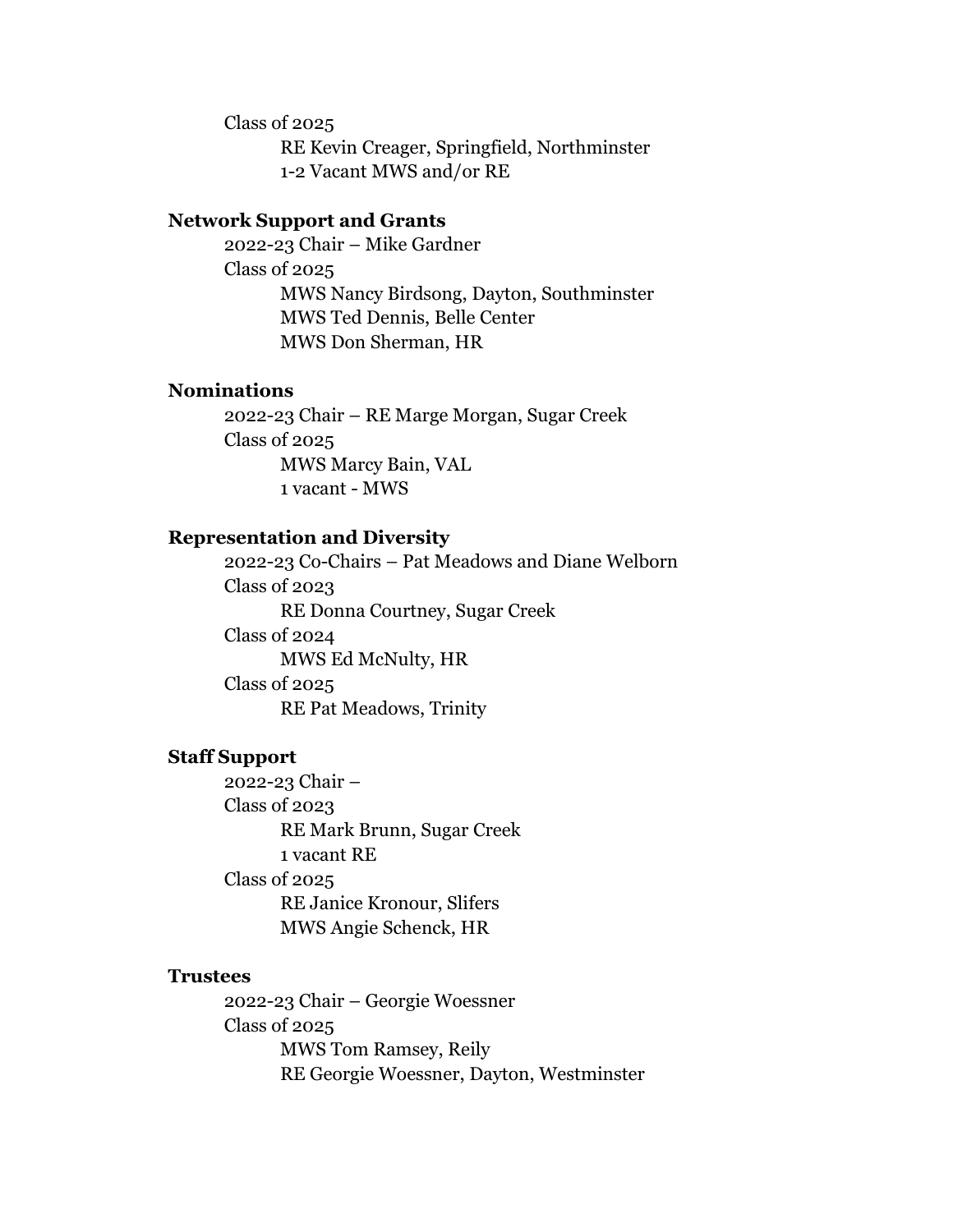Class of 2025

RE Kevin Creager, Springfield, Northminster

1-2 Vacant MWS and/or RE

**Network Support and Grants**

2022-23 Chair – Mike Gardner

Class of 2025

MWS Nancy Birdsong, Dayton, Southminster

MWS Ted Dennis, Belle Center

MWS Don Sherman, HR

**Nominations**

2022-23 Chair – RE Marge Morgan, Sugar Creek

Class of 2025

MWS Marcy Bain, VAL

1 vacant - MWS

**Representation and Diversity**

2022-23 Co-Chairs – Pat Meadows and Diane Welborn

Class of 2023

RE Donna Courtney, Sugar Creek

Class of 2024

MWS Ed McNulty, HR

Class of 2025

RE Pat Meadows, Trinity

**Staff Support**

2022-23 Chair –

Class of 2023

RE Mark Brunn, Sugar Creek

1 vacant RE

Class of 2025

RE Janice Kronour, Slifers

MWS Angie Schenck, HR

**Trustees**

2022-23 Chair – Georgie Woessner

Class of 2025

MWS Tom Ramsey, Reily

RE Georgie Woessner, Dayton, Westminster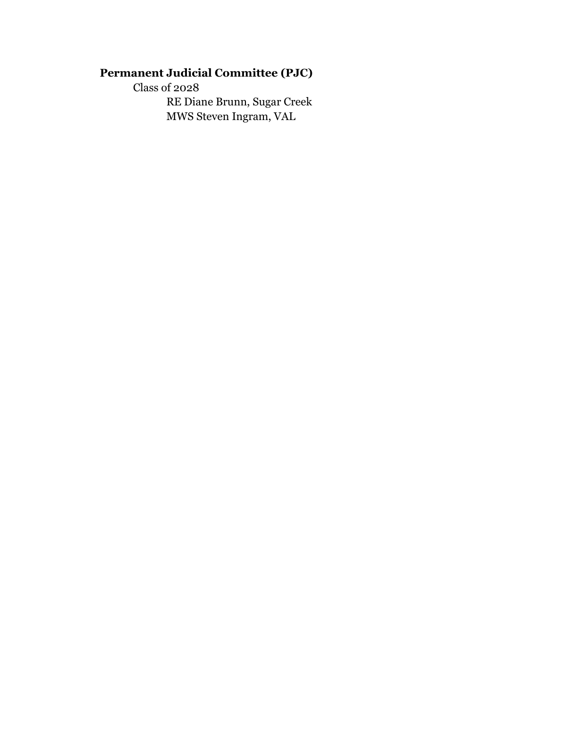**Permanent Judicial Committee (PJC)**

Class of 2028

RE Diane Brunn, Sugar Creek

MWS Steven Ingram, VAL